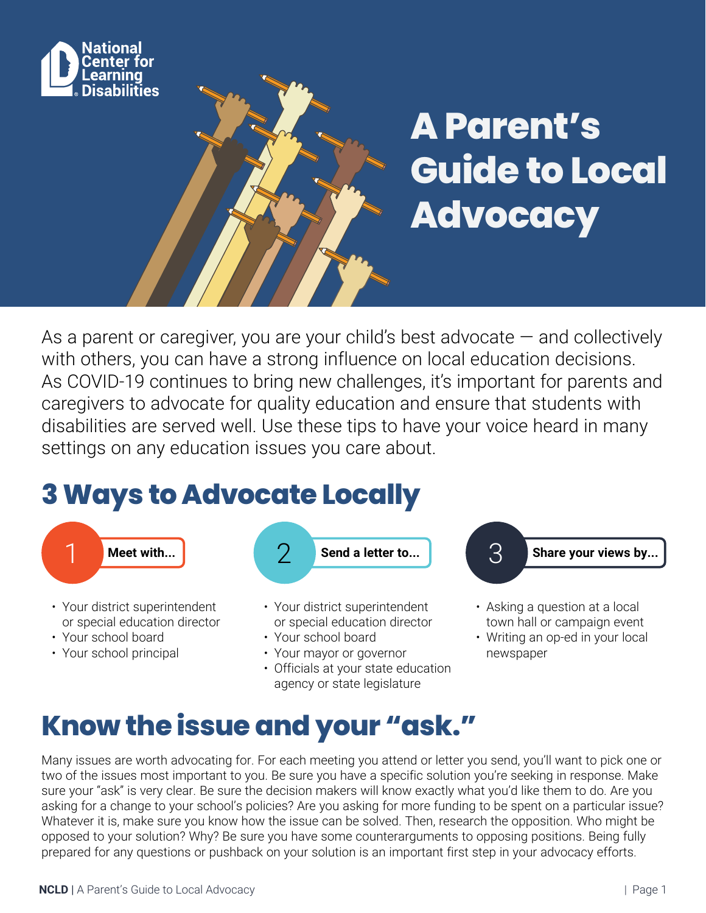National Center for Learning Disabilities

# A Parent's Guide to Local Advocacy

As a parent or caregiver, you are your child's best advocate — and collectively with others, you can have a strong influence on local education decisions. As COVID-19 continues to bring new challenges, it's important for parents and caregivers to advocate for quality education and ensure that students with disabilities are served well. Use these tips to have your voice heard in many settings on any education issues you care about.

## 3 Ways to Advocate Locally

**1 Meet with...**

- Your district superintendent or special education director
- Your school board
- Your school principal

**2 Send a letter to...**

- Your district superintendent or special education director
- Your school board
- Your mayor or governor
- Officials at your state education agency or state legislature

**3 Share your views by...**

- Asking a question at a local town hall or campaign event
- Writing an op-ed in your local newspaper

## Know the issue and your "ask."

Many issues are worth advocating for. For each meeting you attend or letter you send, you'll want to pick one or two of the issues most important to you. Be sure you have a specific solution you're seeking in response. Make sure your "ask" is very clear. Be sure the decision makers will know exactly what you'd like them to do. Are you asking for a change to your school's policies? Are you asking for more funding to be spent on a particular issue? Whatever it is, make sure you know how the issue can be solved. Then, research the opposition. Who might be opposed to your solution? Why? Be sure you have some counterarguments to opposing positions. Being fully prepared for any questions or pushback on your solution is an important first step in your advocacy efforts.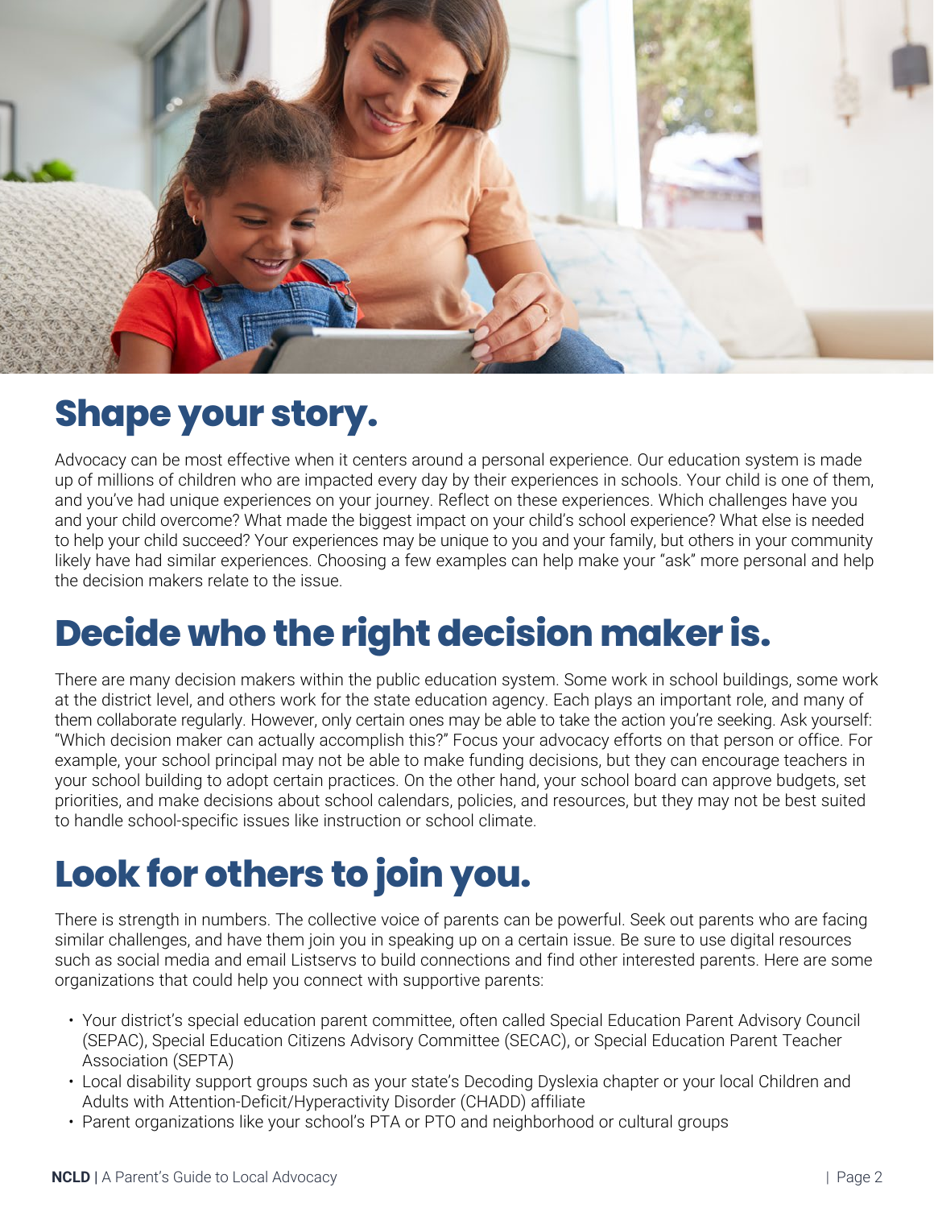## Shape your story.

Advocacy can be most effective when it centers around a personal experience. Our education system is made up of millions of children who are impacted every day by their experiences in schools. Your child is one of them, and you've had unique experiences on your journey. Reflect on these experiences. Which challenges have you and your child overcome? What made the biggest impact on your child's school experience? What else is needed to help your child succeed? Your experiences may be unique to you and your family, but others in your community likely have had similar experiences. Choosing a few examples can help make your "ask" more personal and help the decision makers relate to the issue.

## Decide who the right decision maker is.

There are many decision makers within the public education system. Some work in school buildings, some work at the district level, and others work for the state education agency. Each plays an important role, and many of them collaborate regularly. However, only certain ones may be able to take the action you're seeking. Ask yourself: "Which decision maker can actually accomplish this?" Focus your advocacy efforts on that person or office. For example, your school principal may not be able to make funding decisions, but they can encourage teachers in your school building to adopt certain practices. On the other hand, your school board can approve budgets, set priorities, and make decisions about school calendars, policies, and resources, but they may not be best suited to handle school-specific issues like instruction or school climate.

## Look for others to join you.

There is strength in numbers. The collective voice of parents can be powerful. Seek out parents who are facing similar challenges, and have them join you in speaking up on a certain issue. Be sure to use digital resources such as social media and email Listservs to build connections and find other interested parents. Here are some organizations that could help you connect with supportive parents:

- Your district's special education parent committee, often called Special Education Parent Advisory Council (SEPAC), Special Education Citizens Advisory Committee (SECAC), or Special Education Parent Teacher Association (SEPTA)
- Local disability support groups such as your state's Decoding Dyslexia chapter or your local Children and Adults with Attention-Deficit/Hyperactivity Disorder (CHADD) affiliate
- Parent organizations like your school's PTA or PTO and neighborhood or cultural groups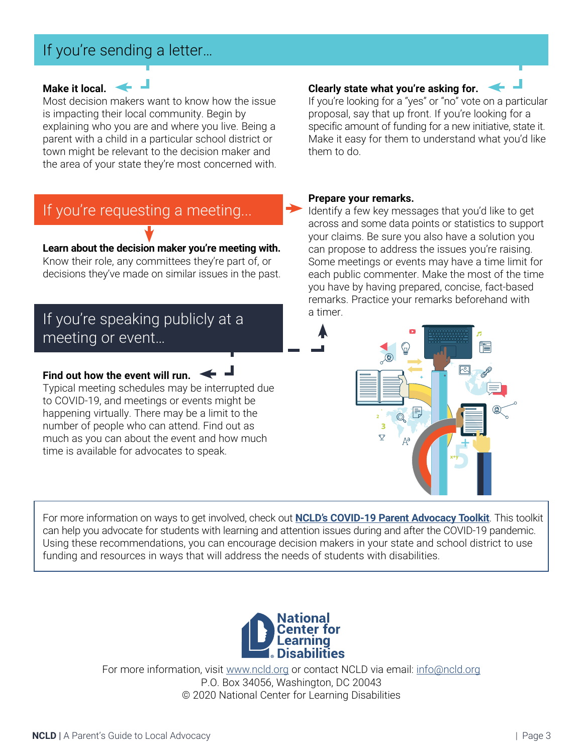## If you're sending a letter…

**Make it local.**
Most decision makers want to know how the issue is impacting their local community. Begin by explaining who you are and where you live. Being a parent with a child in a particular school district or town might be relevant to the decision maker and the area of your state they're most concerned with.

**Clearly state what you're asking for.**
If you're looking for a "yes" or "no" vote on a particular proposal, say that up front. If you're looking for a specific amount of funding for a new initiative, state it. Make it easy for them to understand what you'd like them to do.

## If you're requesting a meeting…

**Learn about the decision maker you're meeting with.**
Know their role, any committees they're part of, or decisions they've made on similar issues in the past.

**Prepare your remarks.**
Identify a few key messages that you'd like to get across and some data points or statistics to support your claims. Be sure you also have a solution you can propose to address the issues you're raising. Some meetings or events may have a time limit for each public commenter. Make the most of the time you have by having prepared, concise, fact-based remarks. Practice your remarks beforehand with a timer.

## If you're speaking publicly at a meeting or event…

**Find out how the event will run.**
Typical meeting schedules may be interrupted due to COVID-19, and meetings or events might be happening virtually. There may be a limit to the number of people who can attend. Find out as much as you can about the event and how much time is available for advocates to speak.

For more information on ways to get involved, check out **NCLD's COVID-19 Parent Advocacy Toolkit**. This toolkit can help you advocate for students with learning and attention issues during and after the COVID-19 pandemic. Using these recommendations, you can encourage decision makers in your state and school district to use funding and resources in ways that will address the needs of students with disabilities.

National Center for Learning Disabilities

For more information, visit www.ncld.org or contact NCLD via email: info@ncld.org
P.O. Box 34056, Washington, DC 20043
© 2020 National Center for Learning Disabilities